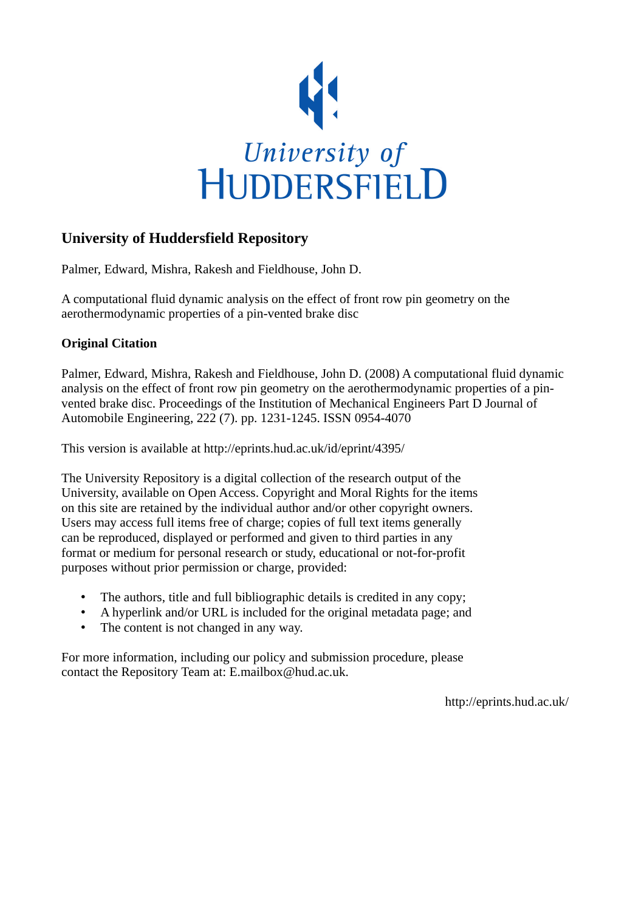# University of Huddersfield Repository

Palmer, Edward, Mishra, Rakesh and Fieldhouse, John D.

A computational fluid dynamic analysis on the effect of front row pin geometry on the aerothermodynamic properties of a pin-vented brake disc

## Original Citation

Palmer, Edward, Mishra, Rakesh and Fieldhouse, John D. (2008) A computational fluid dynamic analysis on the effect of front row pin geometry on the aerothermodynamic properties of a pin-vented brake disc. Proceedings of the Institution of Mechanical Engineers Part D Journal of Automobile Engineering, 222 (7). pp. 1231-1245. ISSN 0954-4070

This version is available at http://eprints.hud.ac.uk/id/eprint/4395/

The University Repository is a digital collection of the research output of the University, available on Open Access. Copyright and Moral Rights for the items on this site are retained by the individual author and/or other copyright owners. Users may access full items free of charge; copies of full text items generally can be reproduced, displayed or performed and given to third parties in any format or medium for personal research or study, educational or not-for-profit purposes without prior permission or charge, provided:

- The authors, title and full bibliographic details is credited in any copy;
- A hyperlink and/or URL is included for the original metadata page; and
- The content is not changed in any way.

For more information, including our policy and submission procedure, please contact the Repository Team at: E.mailbox@hud.ac.uk.

http://eprints.hud.ac.uk/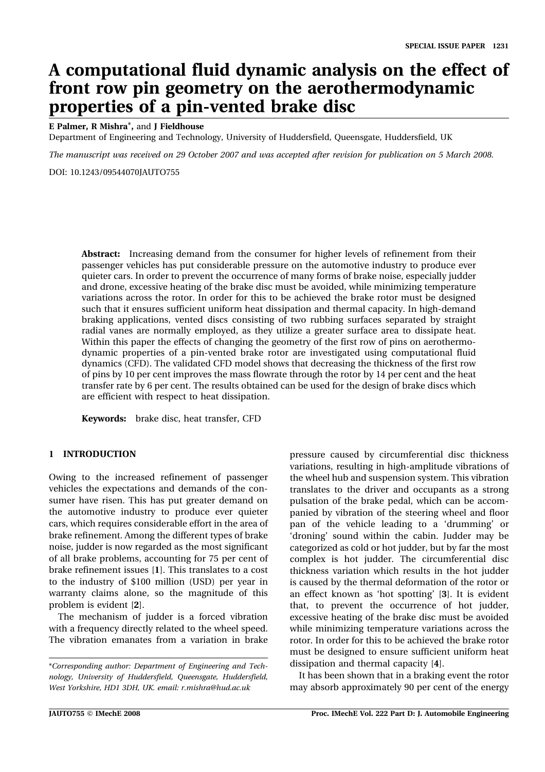# A computational fluid dynamic analysis on the effect of front row pin geometry on the aerothermodynamic properties of a pin-vented brake disc

**E Palmer, R Mishra***, and **J Fieldhouse**

Department of Engineering and Technology, University of Huddersfield, Queensgate, Huddersfield, UK

*The manuscript was received on 29 October 2007 and was accepted after revision for publication on 5 March 2008.*

DOI: 10.1243/09544070JAUTO755

**Abstract:** Increasing demand from the consumer for higher levels of refinement from their passenger vehicles has put considerable pressure on the automotive industry to produce ever quieter cars. In order to prevent the occurrence of many forms of brake noise, especially judder and drone, excessive heating of the brake disc must be avoided, while minimizing temperature variations across the rotor. In order for this to be achieved the brake rotor must be designed such that it ensures sufficient uniform heat dissipation and thermal capacity. In high-demand braking applications, vented discs consisting of two rubbing surfaces separated by straight radial vanes are normally employed, as they utilize a greater surface area to dissipate heat. Within this paper the effects of changing the geometry of the first row of pins on aerothermodynamic properties of a pin-vented brake rotor are investigated using computational fluid dynamics (CFD). The validated CFD model shows that decreasing the thickness of the first row of pins by 10 per cent improves the mass flowrate through the rotor by 14 per cent and the heat transfer rate by 6 per cent. The results obtained can be used for the design of brake discs which are efficient with respect to heat dissipation.

**Keywords:** brake disc, heat transfer, CFD

## 1 INTRODUCTION

Owing to the increased refinement of passenger vehicles the expectations and demands of the consumer have risen. This has put greater demand on the automotive industry to produce ever quieter cars, which requires considerable effort in the area of brake refinement. Among the different types of brake noise, judder is now regarded as the most significant of all brake problems, accounting for 75 per cent of brake refinement issues [**1**]. This translates to a cost to the industry of \$100 million (USD) per year in warranty claims alone, so the magnitude of this problem is evident [**2**].

The mechanism of judder is a forced vibration with a frequency directly related to the wheel speed. The vibration emanates from a variation in brake pressure caused by circumferential disc thickness variations, resulting in high-amplitude vibrations of the wheel hub and suspension system. This vibration translates to the driver and occupants as a strong pulsation of the brake pedal, which can be accompanied by vibration of the steering wheel and floor pan of the vehicle leading to a 'drumming' or 'droning' sound within the cabin. Judder may be categorized as cold or hot judder, but by far the most complex is hot judder. The circumferential disc thickness variation which results in the hot judder is caused by the thermal deformation of the rotor or an effect known as 'hot spotting' [**3**]. It is evident that, to prevent the occurrence of hot judder, excessive heating of the brake disc must be avoided while minimizing temperature variations across the rotor. In order for this to be achieved the brake rotor must be designed to ensure sufficient uniform heat dissipation and thermal capacity [**4**].

It has been shown that in a braking event the rotor may absorb approximately 90 per cent of the energy

*Corresponding author: Department of Engineering and Technology, University of Huddersfield, Queensgate, Huddersfield, West Yorkshire, HD1 3DH, UK. email: r.mishra@hud.ac.uk*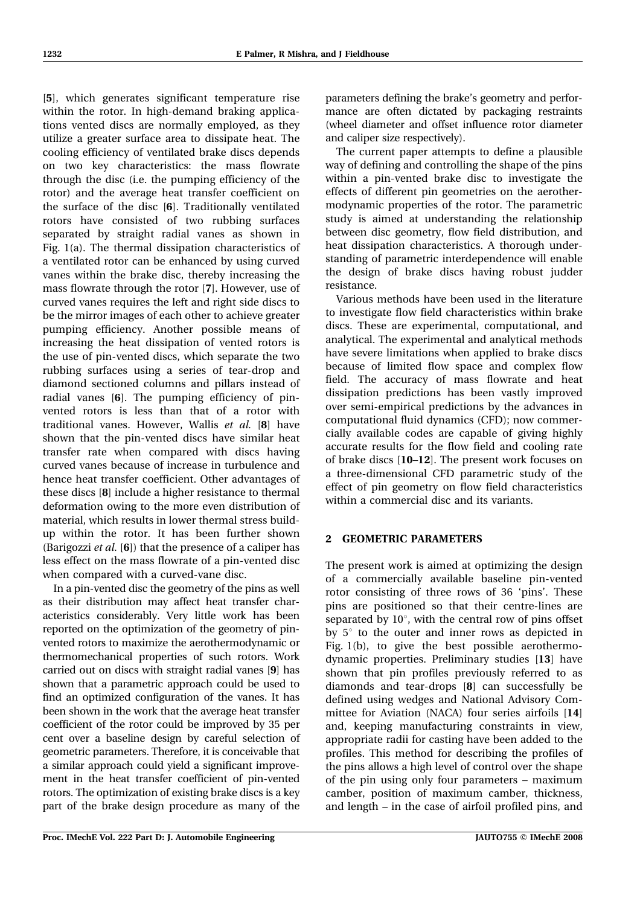[5], which generates significant temperature rise within the rotor. In high-demand braking applications vented discs are normally employed, as they utilize a greater surface area to dissipate heat. The cooling efficiency of ventilated brake discs depends on two key characteristics: the mass flowrate through the disc (i.e. the pumping efficiency of the rotor) and the average heat transfer coefficient on the surface of the disc [6]. Traditionally ventilated rotors have consisted of two rubbing surfaces separated by straight radial vanes as shown in Fig. 1(a). The thermal dissipation characteristics of a ventilated rotor can be enhanced by using curved vanes within the brake disc, thereby increasing the mass flowrate through the rotor [7]. However, use of curved vanes requires the left and right side discs to be the mirror images of each other to achieve greater pumping efficiency. Another possible means of increasing the heat dissipation of vented rotors is the use of pin-vented discs, which separate the two rubbing surfaces using a series of tear-drop and diamond sectioned columns and pillars instead of radial vanes [6]. The pumping efficiency of pin-vented rotors is less than that of a rotor with traditional vanes. However, Wallis *et al.* [8] have shown that the pin-vented discs have similar heat transfer rate when compared with discs having curved vanes because of increase in turbulence and hence heat transfer coefficient. Other advantages of these discs [8] include a higher resistance to thermal deformation owing to the more even distribution of material, which results in lower thermal stress build-up within the rotor. It has been further shown (Barigozzi *et al.* [6]) that the presence of a caliper has less effect on the mass flowrate of a pin-vented disc when compared with a curved-vane disc.

In a pin-vented disc the geometry of the pins as well as their distribution may affect heat transfer characteristics considerably. Very little work has been reported on the optimization of the geometry of pin-vented rotors to maximize the aerothermodynamic or thermomechanical properties of such rotors. Work carried out on discs with straight radial vanes [9] has shown that a parametric approach could be used to find an optimized configuration of the vanes. It has been shown in the work that the average heat transfer coefficient of the rotor could be improved by 35 per cent over a baseline design by careful selection of geometric parameters. Therefore, it is conceivable that a similar approach could yield a significant improvement in the heat transfer coefficient of pin-vented rotors. The optimization of existing brake discs is a key part of the brake design procedure as many of the parameters defining the brake's geometry and performance are often dictated by packaging restraints (wheel diameter and offset influence rotor diameter and caliper size respectively).

The current paper attempts to define a plausible way of defining and controlling the shape of the pins within a pin-vented brake disc to investigate the effects of different pin geometries on the aerothermodynamic properties of the rotor. The parametric study is aimed at understanding the relationship between disc geometry, flow field distribution, and heat dissipation characteristics. A thorough understanding of parametric interdependence will enable the design of brake discs having robust judder resistance.

Various methods have been used in the literature to investigate flow field characteristics within brake discs. These are experimental, computational, and analytical. The experimental and analytical methods have severe limitations when applied to brake discs because of limited flow space and complex flow field. The accuracy of mass flowrate and heat dissipation predictions has been vastly improved over semi-empirical predictions by the advances in computational fluid dynamics (CFD); now commercially available codes are capable of giving highly accurate results for the flow field and cooling rate of brake discs [10–12]. The present work focuses on a three-dimensional CFD parametric study of the effect of pin geometry on flow field characteristics within a commercial disc and its variants.

## 2 GEOMETRIC PARAMETERS

The present work is aimed at optimizing the design of a commercially available baseline pin-vented rotor consisting of three rows of 36 'pins'. These pins are positioned so that their centre-lines are separated by $10^{\circ}$, with the central row of pins offset by $5^{\circ}$ to the outer and inner rows as depicted in Fig. 1(b), to give the best possible aerothermodynamic properties. Preliminary studies [13] have shown that pin profiles previously referred to as diamonds and tear-drops [8] can successfully be defined using wedges and National Advisory Committee for Aviation (NACA) four series airfoils [14] and, keeping manufacturing constraints in view, appropriate radii for casting have been added to the profiles. This method for describing the profiles of the pins allows a high level of control over the shape of the pin using only four parameters – maximum camber, position of maximum camber, thickness, and length – in the case of airfoil profiled pins, and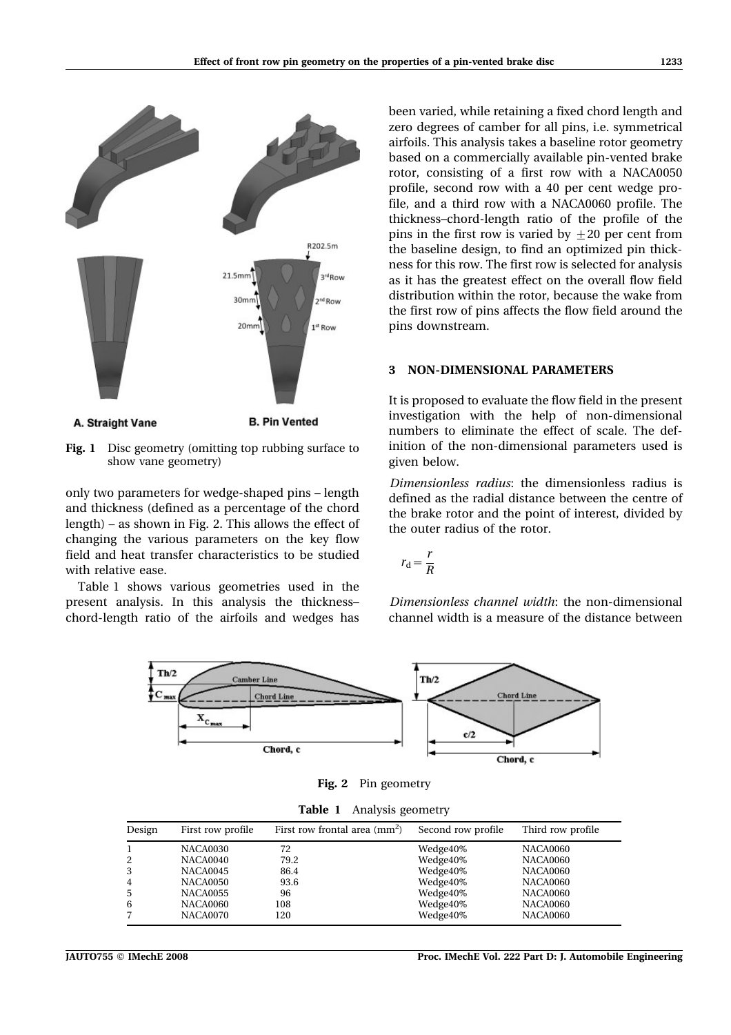Fig. 1 Disc geometry (omitting top rubbing surface to show vane geometry)

only two parameters for wedge-shaped pins – length and thickness (defined as a percentage of the chord length) – as shown in Fig. 2. This allows the effect of changing the various parameters on the key flow field and heat transfer characteristics to be studied with relative ease.

Table 1 shows various geometries used in the present analysis. In this analysis the thickness–chord-length ratio of the airfoils and wedges has been varied, while retaining a fixed chord length and zero degrees of camber for all pins, i.e. symmetrical airfoils. This analysis takes a baseline rotor geometry based on a commercially available pin-vented brake rotor, consisting of a first row with a NACA0050 profile, second row with a 40 per cent wedge profile, and a third row with a NACA0060 profile. The thickness–chord-length ratio of the profile of the pins in the first row is varied by $\pm 20$ per cent from the baseline design, to find an optimized pin thickness for this row. The first row is selected for analysis as it has the greatest effect on the overall flow field distribution within the rotor, because the wake from the first row of pins affects the flow field around the pins downstream.

## 3 NON-DIMENSIONAL PARAMETERS

It is proposed to evaluate the flow field in the present investigation with the help of non-dimensional numbers to eliminate the effect of scale. The definition of the non-dimensional parameters used is given below.

*Dimensionless radius*: the dimensionless radius is defined as the radial distance between the centre of the brake rotor and the point of interest, divided by the outer radius of the rotor.

$$r_{\mathrm{d}} = \frac{r}{R}$$

*Dimensionless channel width*: the non-dimensional channel width is a measure of the distance between

Fig. 2 Pin geometry

**Table 1** Analysis geometry

| Design | First row profile | First row frontal area (mm$^2$) | Second row profile | Third row profile |
|---|---|---|---|---|
| 1 | NACA0030 | 72 | Wedge40% | NACA0060 |
| 2 | NACA0040 | 79.2 | Wedge40% | NACA0060 |
| 3 | NACA0045 | 86.4 | Wedge40% | NACA0060 |
| 4 | NACA0050 | 93.6 | Wedge40% | NACA0060 |
| 5 | NACA0055 | 96 | Wedge40% | NACA0060 |
| 6 | NACA0060 | 108 | Wedge40% | NACA0060 |
| 7 | NACA0070 | 120 | Wedge40% | NACA0060 |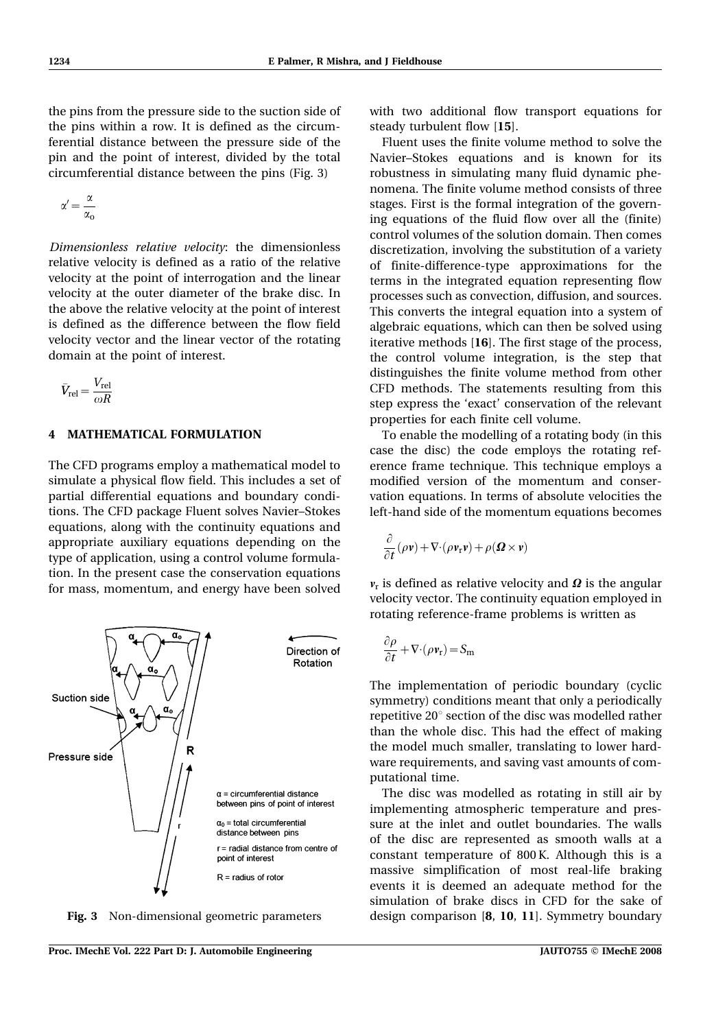the pins from the pressure side to the suction side of the pins within a row. It is defined as the circumferential distance between the pressure side of the pin and the point of interest, divided by the total circumferential distance between the pins (Fig. 3)

$$\alpha' = \frac{\alpha}{\alpha_o}$$

*Dimensionless relative velocity*: the dimensionless relative velocity is defined as a ratio of the relative velocity at the point of interrogation and the linear velocity at the outer diameter of the brake disc. In the above the relative velocity at the point of interest is defined as the difference between the flow field velocity vector and the linear vector of the rotating domain at the point of interest.

$$\bar{V}_{\text{rel}} = \frac{V_{\text{rel}}}{\omega R}$$

## 4 MATHEMATICAL FORMULATION

The CFD programs employ a mathematical model to simulate a physical flow field. This includes a set of partial differential equations and boundary conditions. The CFD package Fluent solves Navier–Stokes equations, along with the continuity equations and appropriate auxiliary equations depending on the type of application, using a control volume formulation. In the present case the conservation equations for mass, momentum, and energy have been solved with two additional flow transport equations for steady turbulent flow [**15**].

Fluent uses the finite volume method to solve the Navier–Stokes equations and is known for its robustness in simulating many fluid dynamic phenomena. The finite volume method consists of three stages. First is the formal integration of the governing equations of the fluid flow over all the (finite) control volumes of the solution domain. Then comes discretization, involving the substitution of a variety of finite-difference-type approximations for the terms in the integrated equation representing flow processes such as convection, diffusion, and sources. This converts the integral equation into a system of algebraic equations, which can then be solved using iterative methods [**16**]. The first stage of the process, the control volume integration, is the step that distinguishes the finite volume method from other CFD methods. The statements resulting from this step express the 'exact' conservation of the relevant properties for each finite cell volume.

To enable the modelling of a rotating body (in this case the disc) the code employs the rotating reference frame technique. This technique employs a modified version of the momentum and conservation equations. In terms of absolute velocities the left-hand side of the momentum equations becomes

$$\frac{\partial}{\partial t}(\rho \boldsymbol{v}) + \nabla \cdot (\rho \boldsymbol{v}_r \boldsymbol{v}) + \rho(\boldsymbol{\Omega} \times \boldsymbol{v})$$

$\boldsymbol{v}_r$ is defined as relative velocity and $\boldsymbol{\Omega}$ is the angular velocity vector. The continuity equation employed in rotating reference-frame problems is written as

$$\frac{\partial \rho}{\partial t} + \nabla \cdot (\rho \boldsymbol{v}_r) = S_m$$

The implementation of periodic boundary (cyclic symmetry) conditions meant that only a periodically repetitive 20° section of the disc was modelled rather than the whole disc. This had the effect of making the model much smaller, translating to lower hardware requirements, and saving vast amounts of computational time.

The disc was modelled as rotating in still air by implementing atmospheric temperature and pressure at the inlet and outlet boundaries. The walls of the disc are represented as smooth walls at a constant temperature of 800 K. Although this is a massive simplification of most real-life braking events it is deemed an adequate method for the simulation of brake discs in CFD for the sake of design comparison [**8**, **10**, **11**]. Symmetry boundary

α
α₀
Direction of Rotation
Suction side
Pressure side
R
r
α = circumferential distance between pins of point of interest
α₀ = total circumferential distance between pins
r = radial distance from centre of point of interest
R = radius of rotor

**Fig. 3** Non-dimensional geometric parameters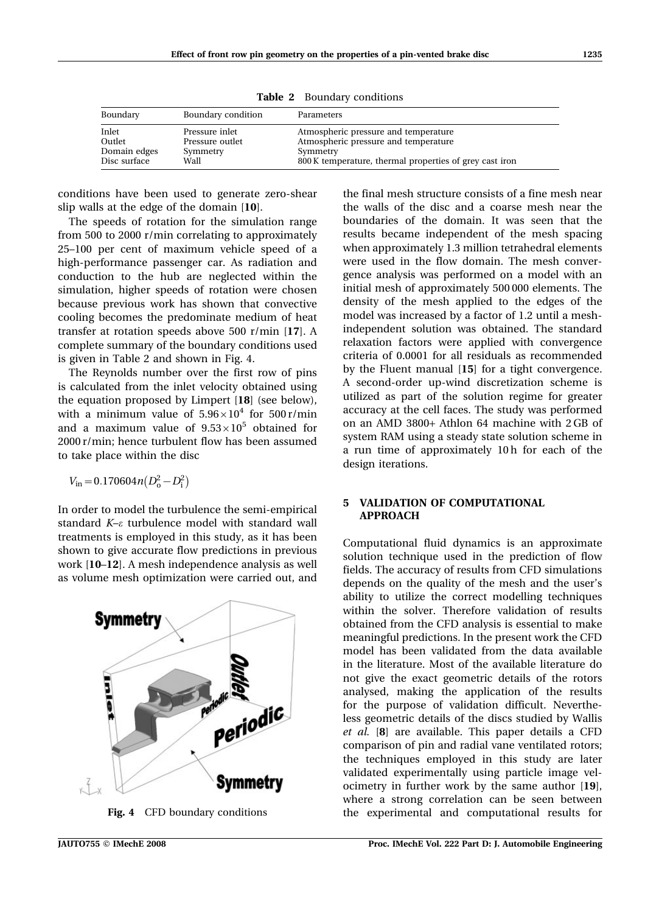**Table 2** Boundary conditions

| Boundary | Boundary condition | Parameters |
|---|---|---|
| Inlet | Pressure inlet | Atmospheric pressure and temperature |
| Outlet | Pressure outlet | Atmospheric pressure and temperature |
| Domain edges | Symmetry | Symmetry |
| Disc surface | Wall | 800 K temperature, thermal properties of grey cast iron |

conditions have been used to generate zero-shear slip walls at the edge of the domain [10].

The speeds of rotation for the simulation range from 500 to 2000 r/min correlating to approximately 25–100 per cent of maximum vehicle speed of a high-performance passenger car. As radiation and conduction to the hub are neglected within the simulation, higher speeds of rotation were chosen because previous work has shown that convective cooling becomes the predominate medium of heat transfer at rotation speeds above 500 r/min [17]. A complete summary of the boundary conditions used is given in Table 2 and shown in Fig. 4.

The Reynolds number over the first row of pins is calculated from the inlet velocity obtained using the equation proposed by Limpert [18] (see below), with a minimum value of $5.96\times10^4$ for 500 r/min and a maximum value of $9.53\times10^5$ obtained for 2000 r/min; hence turbulent flow has been assumed to take place within the disc

$$V_{\text{in}} = 0.170604n\left(D_{\text{o}}^2 - D_{\text{i}}^2\right)$$

In order to model the turbulence the semi-empirical standard $K$–$\varepsilon$ turbulence model with standard wall treatments is employed in this study, as it has been shown to give accurate flow predictions in previous work [10–12]. A mesh independence analysis as well as volume mesh optimization were carried out, and

**Fig. 4** CFD boundary conditions

the final mesh structure consists of a fine mesh near the walls of the disc and a coarse mesh near the boundaries of the domain. It was seen that the results became independent of the mesh spacing when approximately 1.3 million tetrahedral elements were used in the flow domain. The mesh convergence analysis was performed on a model with an initial mesh of approximately 500 000 elements. The density of the mesh applied to the edges of the model was increased by a factor of 1.2 until a mesh-independent solution was obtained. The standard relaxation factors were applied with convergence criteria of 0.0001 for all residuals as recommended by the Fluent manual [15] for a tight convergence. A second-order up-wind discretization scheme is utilized as part of the solution regime for greater accuracy at the cell faces. The study was performed on an AMD 3800+ Athlon 64 machine with 2 GB of system RAM using a steady state solution scheme in a run time of approximately 10 h for each of the design iterations.

## 5 VALIDATION OF COMPUTATIONAL APPROACH

Computational fluid dynamics is an approximate solution technique used in the prediction of flow fields. The accuracy of results from CFD simulations depends on the quality of the mesh and the user's ability to utilize the correct modelling techniques within the solver. Therefore validation of results obtained from the CFD analysis is essential to make meaningful predictions. In the present work the CFD model has been validated from the data available in the literature. Most of the available literature do not give the exact geometric details of the rotors analysed, making the application of the results for the purpose of validation difficult. Nevertheless geometric details of the discs studied by Wallis *et al.* [8] are available. This paper details a CFD comparison of pin and radial vane ventilated rotors; the techniques employed in this study are later validated experimentally using particle image velocimetry in further work by the same author [19], where a strong correlation can be seen between the experimental and computational results for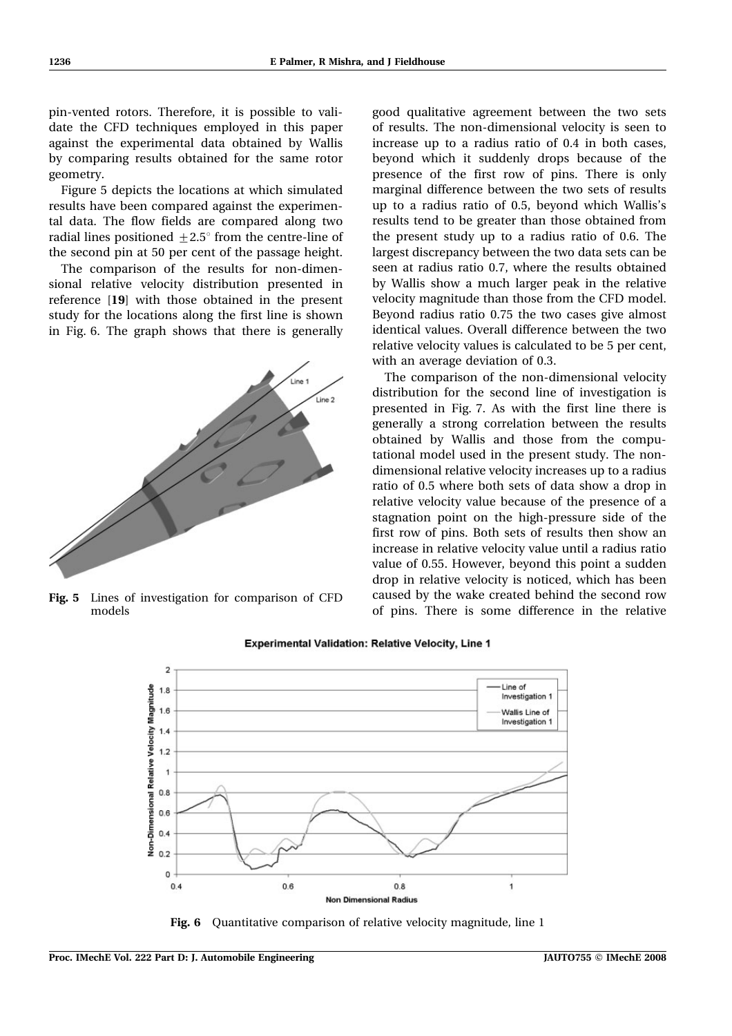pin-vented rotors. Therefore, it is possible to validate the CFD techniques employed in this paper against the experimental data obtained by Wallis by comparing results obtained for the same rotor geometry.

Figure 5 depicts the locations at which simulated results have been compared against the experimental data. The flow fields are compared along two radial lines positioned $\pm 2.5°$ from the centre-line of the second pin at 50 per cent of the passage height.

The comparison of the results for non-dimensional relative velocity distribution presented in reference [**19**] with those obtained in the present study for the locations along the first line is shown in Fig. 6. The graph shows that there is generally good qualitative agreement between the two sets of results. The non-dimensional velocity is seen to increase up to a radius ratio of 0.4 in both cases, beyond which it suddenly drops because of the presence of the first row of pins. There is only marginal difference between the two sets of results up to a radius ratio of 0.5, beyond which Wallis's results tend to be greater than those obtained from the present study up to a radius ratio of 0.6. The largest discrepancy between the two data sets can be seen at radius ratio 0.7, where the results obtained by Wallis show a much larger peak in the relative velocity magnitude than those from the CFD model. Beyond radius ratio 0.75 the two cases give almost identical values. Overall difference between the two relative velocity values is calculated to be 5 per cent, with an average deviation of 0.3.

**Fig. 5** Lines of investigation for comparison of CFD models

The comparison of the non-dimensional velocity distribution for the second line of investigation is presented in Fig. 7. As with the first line there is generally a strong correlation between the results obtained by Wallis and those from the computational model used in the present study. The non-dimensional relative velocity increases up to a radius ratio of 0.5 where both sets of data show a drop in relative velocity value because of the presence of a stagnation point on the high-pressure side of the first row of pins. Both sets of results then show an increase in relative velocity value until a radius ratio value of 0.55. However, beyond this point a sudden drop in relative velocity is noticed, which has been caused by the wake created behind the second row of pins. There is some difference in the relative

**Fig. 6** Quantitative comparison of relative velocity magnitude, line 1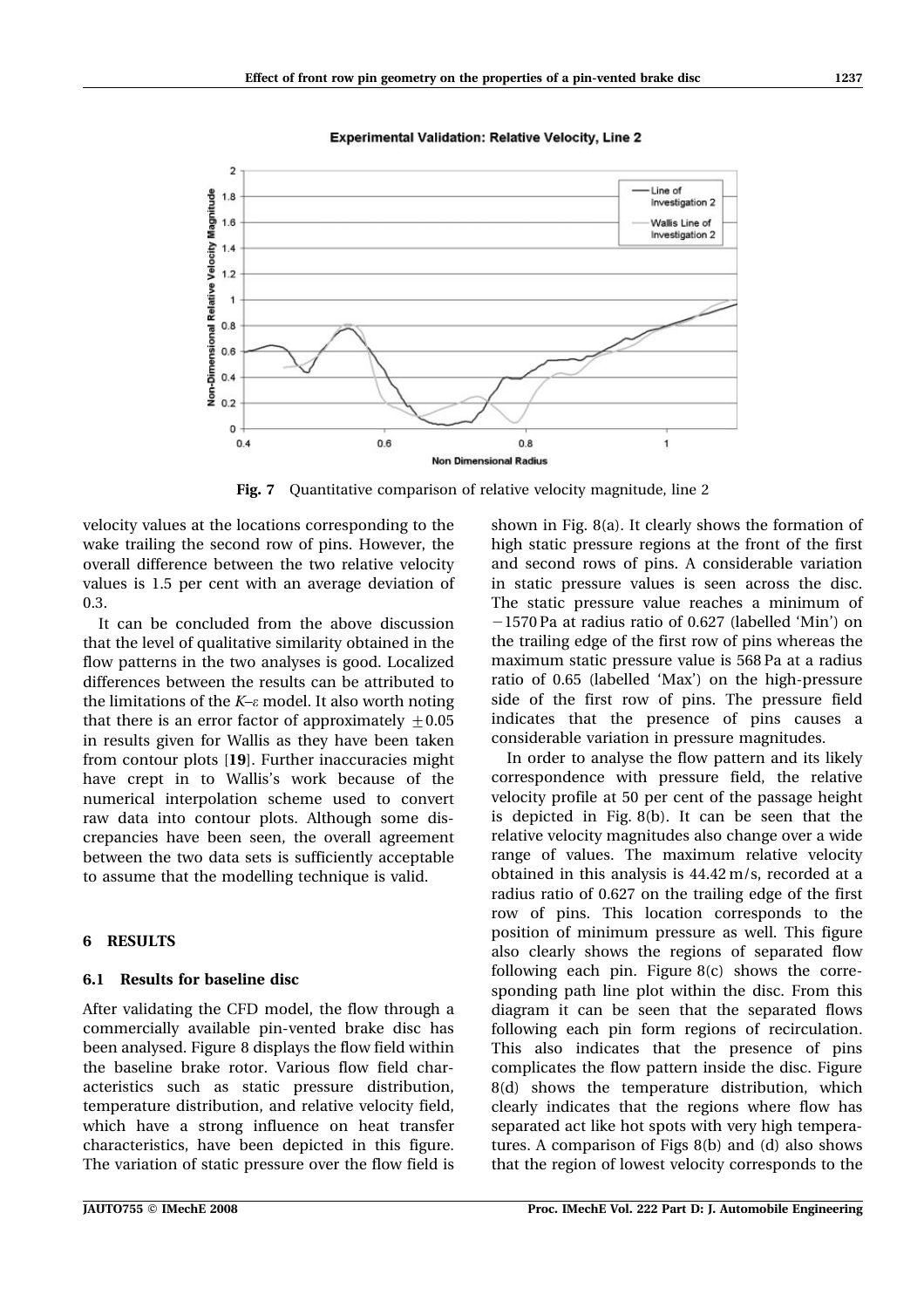Fig. 7 Quantitative comparison of relative velocity magnitude, line 2

velocity values at the locations corresponding to the wake trailing the second row of pins. However, the overall difference between the two relative velocity values is 1.5 per cent with an average deviation of 0.3.

It can be concluded from the above discussion that the level of qualitative similarity obtained in the flow patterns in the two analyses is good. Localized differences between the results can be attributed to the limitations of the $K$–$\varepsilon$ model. It also worth noting that there is an error factor of approximately $\pm 0.05$ in results given for Wallis as they have been taken from contour plots [**19**]. Further inaccuracies might have crept in to Wallis's work because of the numerical interpolation scheme used to convert raw data into contour plots. Although some discrepancies have been seen, the overall agreement between the two data sets is sufficiently acceptable to assume that the modelling technique is valid.

## 6 RESULTS

### 6.1 Results for baseline disc

After validating the CFD model, the flow through a commercially available pin-vented brake disc has been analysed. Figure 8 displays the flow field within the baseline brake rotor. Various flow field characteristics such as static pressure distribution, temperature distribution, and relative velocity field, which have a strong influence on heat transfer characteristics, have been depicted in this figure. The variation of static pressure over the flow field is shown in Fig. 8(a). It clearly shows the formation of high static pressure regions at the front of the first and second rows of pins. A considerable variation in static pressure values is seen across the disc. The static pressure value reaches a minimum of $-1570$ Pa at radius ratio of 0.627 (labelled 'Min') on the trailing edge of the first row of pins whereas the maximum static pressure value is 568 Pa at a radius ratio of 0.65 (labelled 'Max') on the high-pressure side of the first row of pins. The pressure field indicates that the presence of pins causes a considerable variation in pressure magnitudes.

In order to analyse the flow pattern and its likely correspondence with pressure field, the relative velocity profile at 50 per cent of the passage height is depicted in Fig. 8(b). It can be seen that the relative velocity magnitudes also change over a wide range of values. The maximum relative velocity obtained in this analysis is 44.42 m/s, recorded at a radius ratio of 0.627 on the trailing edge of the first row of pins. This location corresponds to the position of minimum pressure as well. This figure also clearly shows the regions of separated flow following each pin. Figure 8(c) shows the corresponding path line plot within the disc. From this diagram it can be seen that the separated flows following each pin form regions of recirculation. This also indicates that the presence of pins complicates the flow pattern inside the disc. Figure 8(d) shows the temperature distribution, which clearly indicates that the regions where flow has separated act like hot spots with very high temperatures. A comparison of Figs 8(b) and (d) also shows that the region of lowest velocity corresponds to the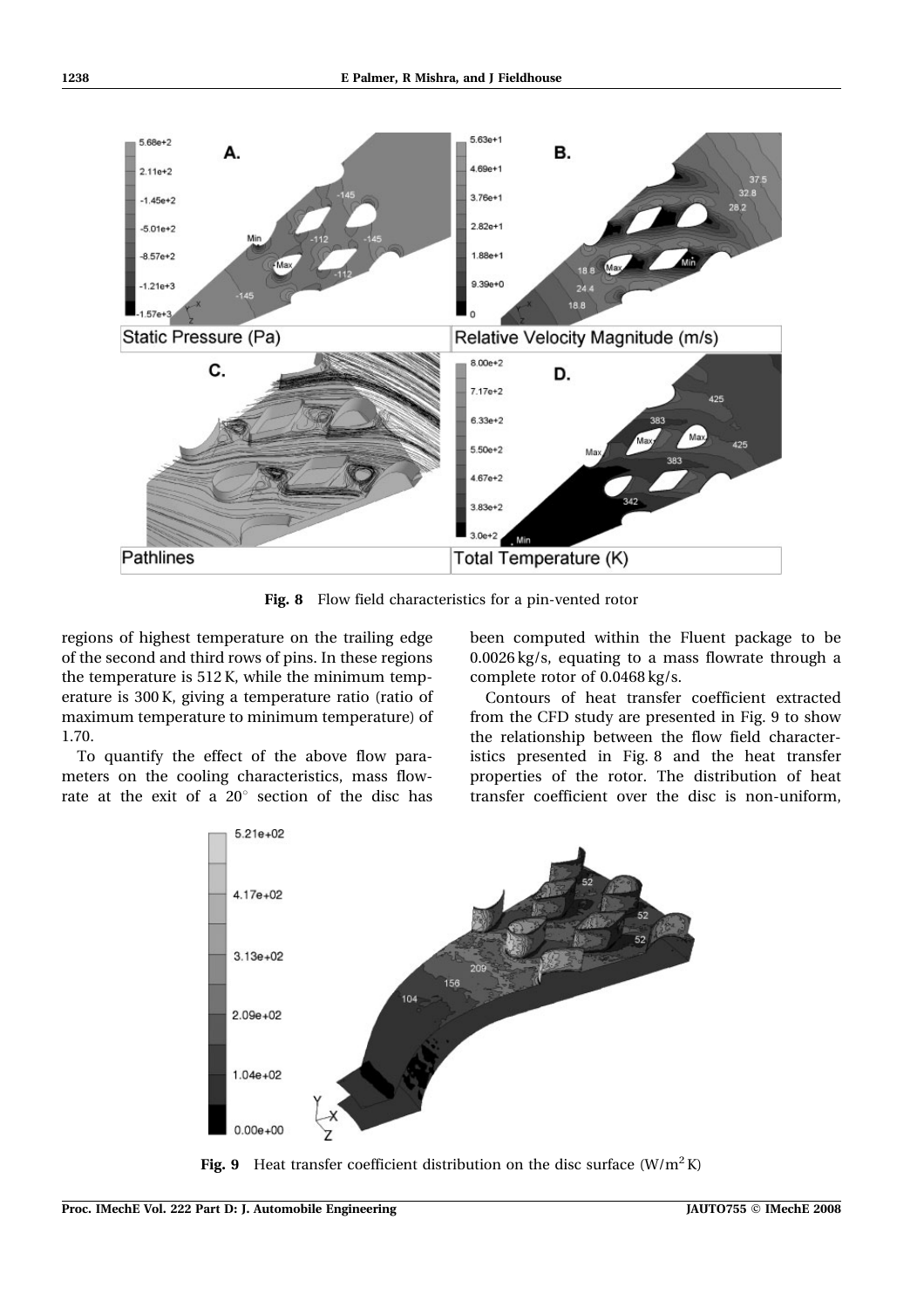Fig. 8 Flow field characteristics for a pin-vented rotor

regions of highest temperature on the trailing edge of the second and third rows of pins. In these regions the temperature is 512 K, while the minimum temperature is 300 K, giving a temperature ratio (ratio of maximum temperature to minimum temperature) of 1.70.

To quantify the effect of the above flow parameters on the cooling characteristics, mass flowrate at the exit of a $20^{\circ}$ section of the disc has been computed within the Fluent package to be 0.0026 kg/s, equating to a mass flowrate through a complete rotor of 0.0468 kg/s.

Contours of heat transfer coefficient extracted from the CFD study are presented in Fig. 9 to show the relationship between the flow field characteristics presented in Fig. 8 and the heat transfer properties of the rotor. The distribution of heat transfer coefficient over the disc is non-uniform,

Fig. 9 Heat transfer coefficient distribution on the disc surface ($W/m^2 K$)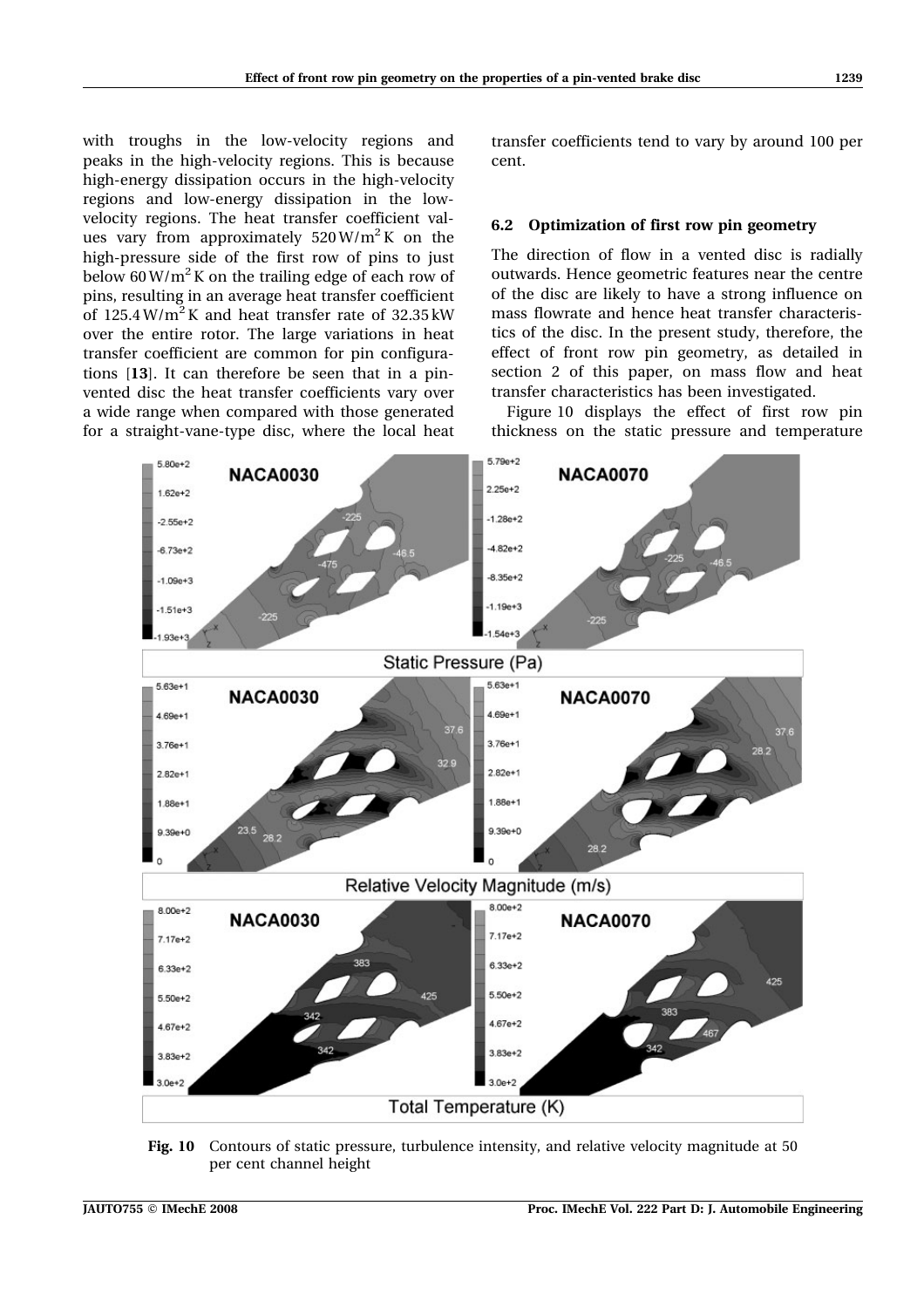with troughs in the low-velocity regions and peaks in the high-velocity regions. This is because high-energy dissipation occurs in the high-velocity regions and low-energy dissipation in the low-velocity regions. The heat transfer coefficient values vary from approximately $520\,\text{W/m}^2\,\text{K}$ on the high-pressure side of the first row of pins to just below $60\,\text{W/m}^2\,\text{K}$ on the trailing edge of each row of pins, resulting in an average heat transfer coefficient of $125.4\,\text{W/m}^2\,\text{K}$ and heat transfer rate of 32.35 kW over the entire rotor. The large variations in heat transfer coefficient are common for pin configurations [**13**]. It can therefore be seen that in a pin-vented disc the heat transfer coefficients vary over a wide range when compared with those generated for a straight-vane-type disc, where the local heat transfer coefficients tend to vary by around 100 per cent.

### 6.2 Optimization of first row pin geometry

The direction of flow in a vented disc is radially outwards. Hence geometric features near the centre of the disc are likely to have a strong influence on mass flowrate and hence heat transfer characteristics of the disc. In the present study, therefore, the effect of front row pin geometry, as detailed in section 2 of this paper, on mass flow and heat transfer characteristics has been investigated.

Figure 10 displays the effect of first row pin thickness on the static pressure and temperature

**Fig. 10** Contours of static pressure, turbulence intensity, and relative velocity magnitude at 50 per cent channel height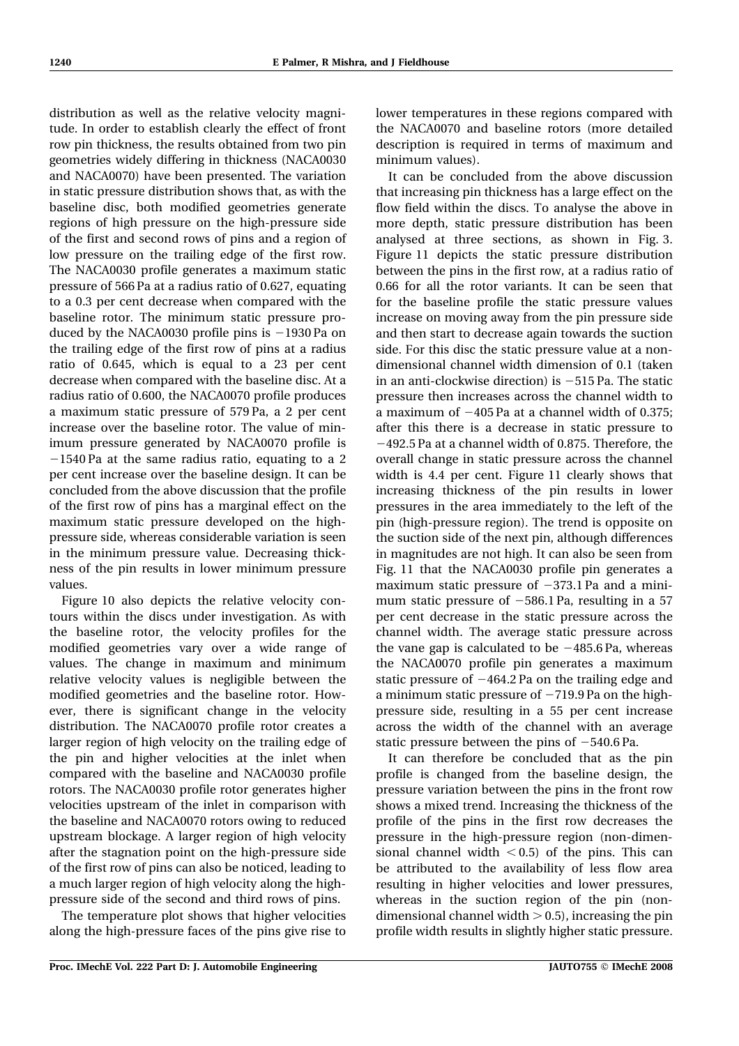distribution as well as the relative velocity magnitude. In order to establish clearly the effect of front row pin thickness, the results obtained from two pin geometries widely differing in thickness (NACA0030 and NACA0070) have been presented. The variation in static pressure distribution shows that, as with the baseline disc, both modified geometries generate regions of high pressure on the high-pressure side of the first and second rows of pins and a region of low pressure on the trailing edge of the first row. The NACA0030 profile generates a maximum static pressure of 566 Pa at a radius ratio of 0.627, equating to a 0.3 per cent decrease when compared with the baseline rotor. The minimum static pressure produced by the NACA0030 profile pins is −1930 Pa on the trailing edge of the first row of pins at a radius ratio of 0.645, which is equal to a 23 per cent decrease when compared with the baseline disc. At a radius ratio of 0.600, the NACA0070 profile produces a maximum static pressure of 579 Pa, a 2 per cent increase over the baseline rotor. The value of minimum pressure generated by NACA0070 profile is −1540 Pa at the same radius ratio, equating to a 2 per cent increase over the baseline design. It can be concluded from the above discussion that the profile of the first row of pins has a marginal effect on the maximum static pressure developed on the high-pressure side, whereas considerable variation is seen in the minimum pressure value. Decreasing thickness of the pin results in lower minimum pressure values.

Figure 10 also depicts the relative velocity contours within the discs under investigation. As with the baseline rotor, the velocity profiles for the modified geometries vary over a wide range of values. The change in maximum and minimum relative velocity values is negligible between the modified geometries and the baseline rotor. However, there is significant change in the velocity distribution. The NACA0070 profile rotor creates a larger region of high velocity on the trailing edge of the pin and higher velocities at the inlet when compared with the baseline and NACA0030 profile rotors. The NACA0030 profile rotor generates higher velocities upstream of the inlet in comparison with the baseline and NACA0070 rotors owing to reduced upstream blockage. A larger region of high velocity after the stagnation point on the high-pressure side of the first row of pins can also be noticed, leading to a much larger region of high velocity along the high-pressure side of the second and third rows of pins.

The temperature plot shows that higher velocities along the high-pressure faces of the pins give rise to lower temperatures in these regions compared with the NACA0070 and baseline rotors (more detailed description is required in terms of maximum and minimum values).

It can be concluded from the above discussion that increasing pin thickness has a large effect on the flow field within the discs. To analyse the above in more depth, static pressure distribution has been analysed at three sections, as shown in Fig. 3. Figure 11 depicts the static pressure distribution between the pins in the first row, at a radius ratio of 0.66 for all the rotor variants. It can be seen that for the baseline profile the static pressure values increase on moving away from the pin pressure side and then start to decrease again towards the suction side. For this disc the static pressure value at a non-dimensional channel width dimension of 0.1 (taken in an anti-clockwise direction) is −515 Pa. The static pressure then increases across the channel width to a maximum of −405 Pa at a channel width of 0.375; after this there is a decrease in static pressure to −492.5 Pa at a channel width of 0.875. Therefore, the overall change in static pressure across the channel width is 4.4 per cent. Figure 11 clearly shows that increasing thickness of the pin results in lower pressures in the area immediately to the left of the pin (high-pressure region). The trend is opposite on the suction side of the next pin, although differences in magnitudes are not high. It can also be seen from Fig. 11 that the NACA0030 profile pin generates a maximum static pressure of −373.1 Pa and a minimum static pressure of −586.1 Pa, resulting in a 57 per cent decrease in the static pressure across the channel width. The average static pressure across the vane gap is calculated to be −485.6 Pa, whereas the NACA0070 profile pin generates a maximum static pressure of −464.2 Pa on the trailing edge and a minimum static pressure of −719.9 Pa on the high-pressure side, resulting in a 55 per cent increase across the width of the channel with an average static pressure between the pins of −540.6 Pa.

It can therefore be concluded that as the pin profile is changed from the baseline design, the pressure variation between the pins in the front row shows a mixed trend. Increasing the thickness of the profile of the pins in the first row decreases the pressure in the high-pressure region (non-dimensional channel width $< 0.5$) of the pins. This can be attributed to the availability of less flow area resulting in higher velocities and lower pressures, whereas in the suction region of the pin (non-dimensional channel width $> 0.5$), increasing the pin profile width results in slightly higher static pressure.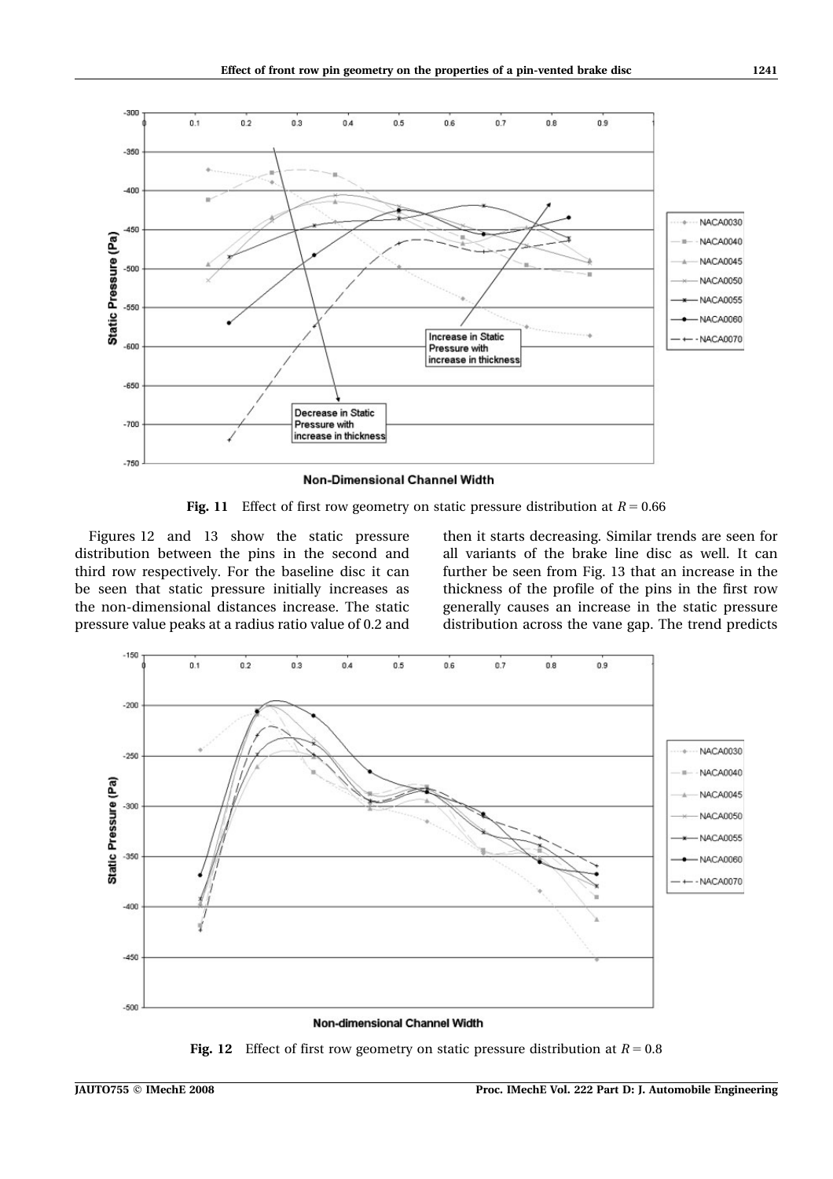**Fig. 11** Effect of first row geometry on static pressure distribution at $R = 0.66$

Figures 12 and 13 show the static pressure distribution between the pins in the second and third row respectively. For the baseline disc it can be seen that static pressure initially increases as the non-dimensional distances increase. The static pressure value peaks at a radius ratio value of 0.2 and then it starts decreasing. Similar trends are seen for all variants of the brake line disc as well. It can further be seen from Fig. 13 that an increase in the thickness of the profile of the pins in the first row generally causes an increase in the static pressure distribution across the vane gap. The trend predicts

**Fig. 12** Effect of first row geometry on static pressure distribution at $R = 0.8$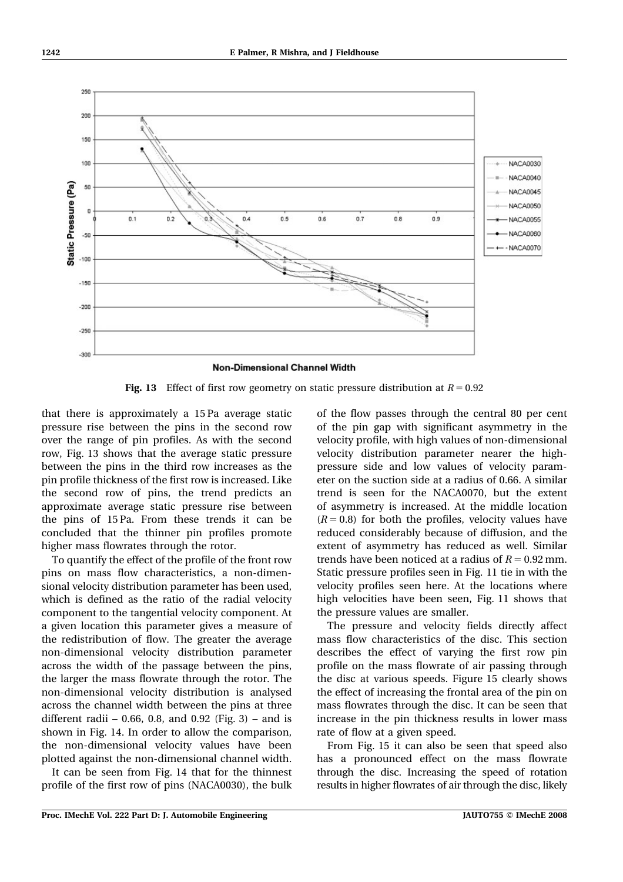**Fig. 13** Effect of first row geometry on static pressure distribution at $R = 0.92$

that there is approximately a 15 Pa average static pressure rise between the pins in the second row over the range of pin profiles. As with the second row, Fig. 13 shows that the average static pressure between the pins in the third row increases as the pin profile thickness of the first row is increased. Like the second row of pins, the trend predicts an approximate average static pressure rise between the pins of 15 Pa. From these trends it can be concluded that the thinner pin profiles promote higher mass flowrates through the rotor.

To quantify the effect of the profile of the front row pins on mass flow characteristics, a non-dimensional velocity distribution parameter has been used, which is defined as the ratio of the radial velocity component to the tangential velocity component. At a given location this parameter gives a measure of the redistribution of flow. The greater the average non-dimensional velocity distribution parameter across the width of the passage between the pins, the larger the mass flowrate through the rotor. The non-dimensional velocity distribution is analysed across the channel width between the pins at three different radii – 0.66, 0.8, and 0.92 (Fig. 3) – and is shown in Fig. 14. In order to allow the comparison, the non-dimensional velocity values have been plotted against the non-dimensional channel width.

It can be seen from Fig. 14 that for the thinnest profile of the first row of pins (NACA0030), the bulk of the flow passes through the central 80 per cent of the pin gap with significant asymmetry in the velocity profile, with high values of non-dimensional velocity distribution parameter nearer the high-pressure side and low values of velocity parameter on the suction side at a radius of 0.66. A similar trend is seen for the NACA0070, but the extent of asymmetry is increased. At the middle location ($R = 0.8$) for both the profiles, velocity values have reduced considerably because of diffusion, and the extent of asymmetry has reduced as well. Similar trends have been noticed at a radius of $R = 0.92$ mm. Static pressure profiles seen in Fig. 11 tie in with the velocity profiles seen here. At the locations where high velocities have been seen, Fig. 11 shows that the pressure values are smaller.

The pressure and velocity fields directly affect mass flow characteristics of the disc. This section describes the effect of varying the first row pin profile on the mass flowrate of air passing through the disc at various speeds. Figure 15 clearly shows the effect of increasing the frontal area of the pin on mass flowrates through the disc. It can be seen that increase in the pin thickness results in lower mass rate of flow at a given speed.

From Fig. 15 it can also be seen that speed also has a pronounced effect on the mass flowrate through the disc. Increasing the speed of rotation results in higher flowrates of air through the disc, likely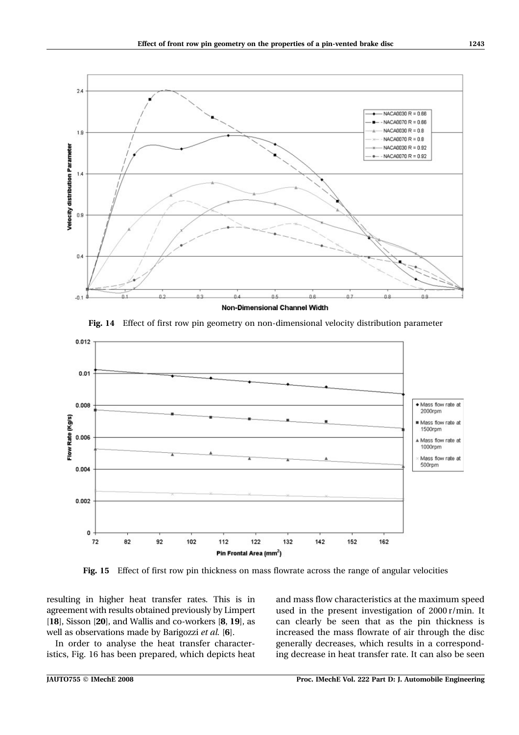**Fig. 14** Effect of first row pin geometry on non-dimensional velocity distribution parameter

**Fig. 15** Effect of first row pin thickness on mass flowrate across the range of angular velocities

resulting in higher heat transfer rates. This is in agreement with results obtained previously by Limpert [**18**], Sisson [**20**], and Wallis and co-workers [**8**, **19**], as well as observations made by Barigozzi *et al.* [**6**].

In order to analyse the heat transfer characteristics, Fig. 16 has been prepared, which depicts heat and mass flow characteristics at the maximum speed used in the present investigation of 2000 r/min. It can clearly be seen that as the pin thickness is increased the mass flowrate of air through the disc generally decreases, which results in a corresponding decrease in heat transfer rate. It can also be seen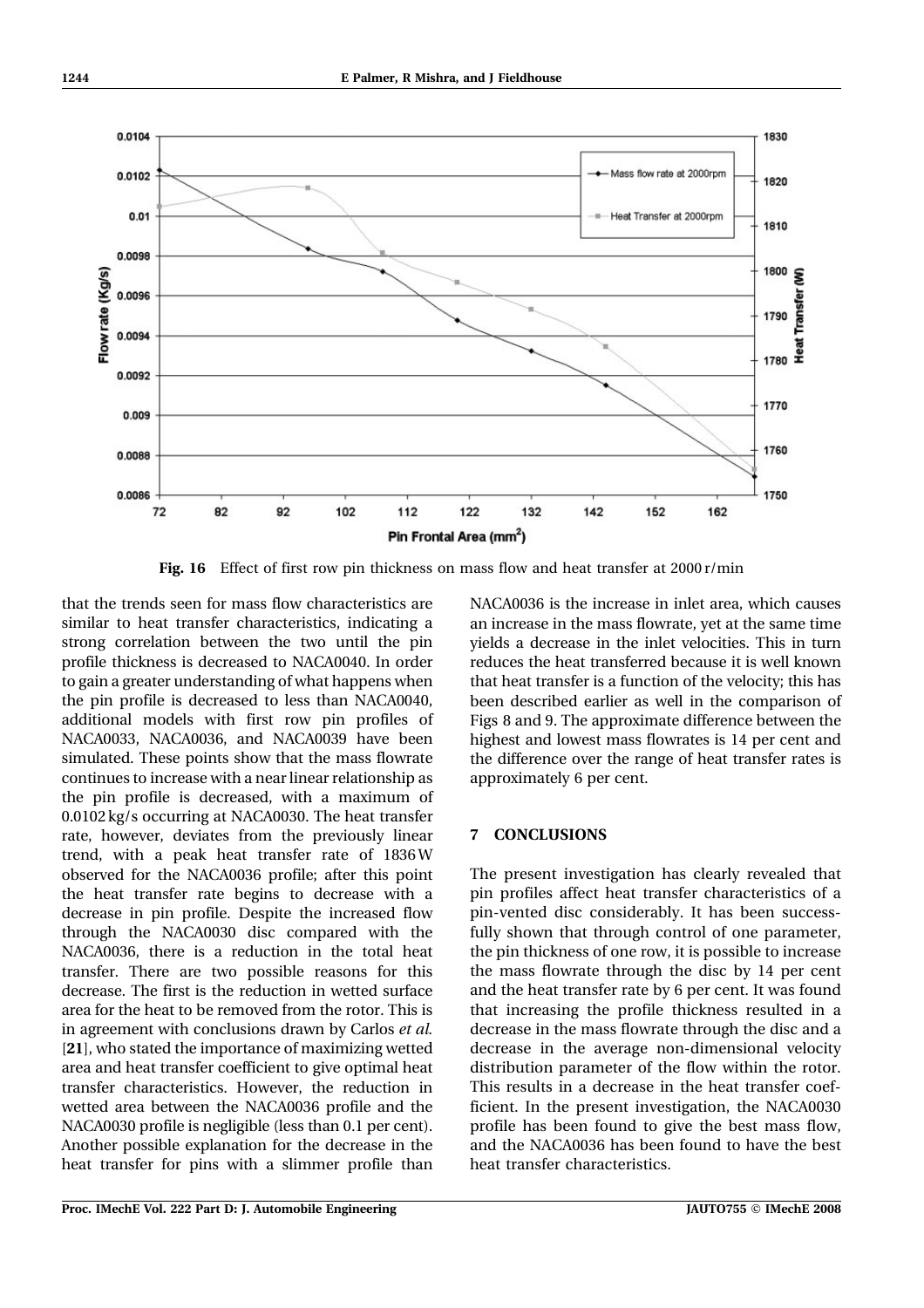Fig. 16 Effect of first row pin thickness on mass flow and heat transfer at 2000 r/min

that the trends seen for mass flow characteristics are similar to heat transfer characteristics, indicating a strong correlation between the two until the pin profile thickness is decreased to NACA0040. In order to gain a greater understanding of what happens when the pin profile is decreased to less than NACA0040, additional models with first row pin profiles of NACA0033, NACA0036, and NACA0039 have been simulated. These points show that the mass flowrate continues to increase with a near linear relationship as the pin profile is decreased, with a maximum of 0.0102 kg/s occurring at NACA0030. The heat transfer rate, however, deviates from the previously linear trend, with a peak heat transfer rate of 1836 W observed for the NACA0036 profile; after this point the heat transfer rate begins to decrease with a decrease in pin profile. Despite the increased flow through the NACA0030 disc compared with the NACA0036, there is a reduction in the total heat transfer. There are two possible reasons for this decrease. The first is the reduction in wetted surface area for the heat to be removed from the rotor. This is in agreement with conclusions drawn by Carlos *et al.* [**21**], who stated the importance of maximizing wetted area and heat transfer coefficient to give optimal heat transfer characteristics. However, the reduction in wetted area between the NACA0036 profile and the NACA0030 profile is negligible (less than 0.1 per cent). Another possible explanation for the decrease in the heat transfer for pins with a slimmer profile than NACA0036 is the increase in inlet area, which causes an increase in the mass flowrate, yet at the same time yields a decrease in the inlet velocities. This in turn reduces the heat transferred because it is well known that heat transfer is a function of the velocity; this has been described earlier as well in the comparison of Figs 8 and 9. The approximate difference between the highest and lowest mass flowrates is 14 per cent and the difference over the range of heat transfer rates is approximately 6 per cent.

## 7 CONCLUSIONS

The present investigation has clearly revealed that pin profiles affect heat transfer characteristics of a pin-vented disc considerably. It has been successfully shown that through control of one parameter, the pin thickness of one row, it is possible to increase the mass flowrate through the disc by 14 per cent and the heat transfer rate by 6 per cent. It was found that increasing the profile thickness resulted in a decrease in the mass flowrate through the disc and a decrease in the average non-dimensional velocity distribution parameter of the flow within the rotor. This results in a decrease in the heat transfer coefficient. In the present investigation, the NACA0030 profile has been found to give the best mass flow, and the NACA0036 has been found to have the best heat transfer characteristics.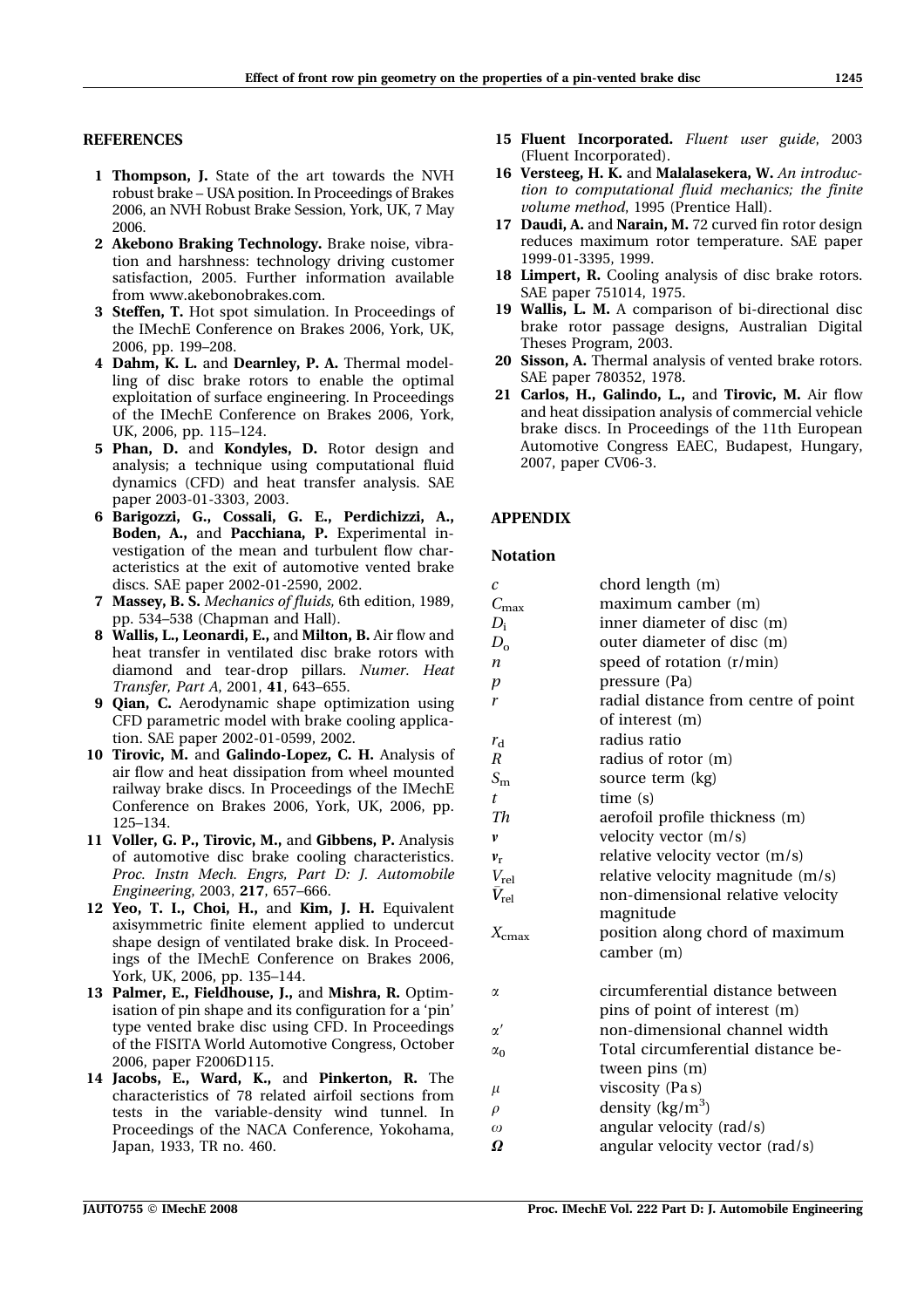## REFERENCES

1. **Thompson, J.** State of the art towards the NVH robust brake – USA position. In Proceedings of Brakes 2006, an NVH Robust Brake Session, York, UK, 7 May 2006.
2. **Akebono Braking Technology.** Brake noise, vibration and harshness: technology driving customer satisfaction, 2005. Further information available from www.akebonobrakes.com.
3. **Steffen, T.** Hot spot simulation. In Proceedings of the IMechE Conference on Brakes 2006, York, UK, 2006, pp. 199–208.
4. **Dahm, K. L.** and **Dearnley, P. A.** Thermal modelling of disc brake rotors to enable the optimal exploitation of surface engineering. In Proceedings of the IMechE Conference on Brakes 2006, York, UK, 2006, pp. 115–124.
5. **Phan, D.** and **Kondyles, D.** Rotor design and analysis; a technique using computational fluid dynamics (CFD) and heat transfer analysis. SAE paper 2003-01-3303, 2003.
6. **Barigozzi, G., Cossali, G. E., Perdichizzi, A., Boden, A.,** and **Pacchiana, P.** Experimental investigation of the mean and turbulent flow characteristics at the exit of automotive vented brake discs. SAE paper 2002-01-2590, 2002.
7. **Massey, B. S.** *Mechanics of fluids,* 6th edition, 1989, pp. 534–538 (Chapman and Hall).
8. **Wallis, L., Leonardi, E.,** and **Milton, B.** Air flow and heat transfer in ventilated disc brake rotors with diamond and tear-drop pillars. *Numer. Heat Transfer, Part A,* 2001, **41**, 643–655.
9. **Qian, C.** Aerodynamic shape optimization using CFD parametric model with brake cooling application. SAE paper 2002-01-0599, 2002.
10. **Tirovic, M.** and **Galindo-Lopez, C. H.** Analysis of air flow and heat dissipation from wheel mounted railway brake discs. In Proceedings of the IMechE Conference on Brakes 2006, York, UK, 2006, pp. 125–134.
11. **Voller, G. P., Tirovic, M.,** and **Gibbens, P.** Analysis of automotive disc brake cooling characteristics. *Proc. Instn Mech. Engrs, Part D: J. Automobile Engineering,* 2003, **217**, 657–666.
12. **Yeo, T. I., Choi, H.,** and **Kim, J. H.** Equivalent axisymmetric finite element applied to undercut shape design of ventilated brake disk. In Proceedings of the IMechE Conference on Brakes 2006, York, UK, 2006, pp. 135–144.
13. **Palmer, E., Fieldhouse, J.,** and **Mishra, R.** Optimisation of pin shape and its configuration for a 'pin' type vented brake disc using CFD. In Proceedings of the FISITA World Automotive Congress, October 2006, paper F2006D115.
14. **Jacobs, E., Ward, K.,** and **Pinkerton, R.** The characteristics of 78 related airfoil sections from tests in the variable-density wind tunnel. In Proceedings of the NACA Conference, Yokohama, Japan, 1933, TR no. 460.
15. **Fluent Incorporated.** *Fluent user guide,* 2003 (Fluent Incorporated).
16. **Versteeg, H. K.** and **Malalasekera, W.** *An introduction to computational fluid mechanics; the finite volume method,* 1995 (Prentice Hall).
17. **Daudi, A.** and **Narain, M.** 72 curved fin rotor design reduces maximum rotor temperature. SAE paper 1999-01-3395, 1999.
18. **Limpert, R.** Cooling analysis of disc brake rotors. SAE paper 751014, 1975.
19. **Wallis, L. M.** A comparison of bi-directional disc brake rotor passage designs, Australian Digital Theses Program, 2003.
20. **Sisson, A.** Thermal analysis of vented brake rotors. SAE paper 780352, 1978.
21. **Carlos, H., Galindo, L.,** and **Tirovic, M.** Air flow and heat dissipation analysis of commercial vehicle brake discs. In Proceedings of the 11th European Automotive Congress EAEC, Budapest, Hungary, 2007, paper CV06-3.

## APPENDIX

### Notation

| | |
|---|---|
| $c$ | chord length (m) |
| $C_{\max}$ | maximum camber (m) |
| $D_{\mathrm{i}}$ | inner diameter of disc (m) |
| $D_{\mathrm{o}}$ | outer diameter of disc (m) |
| $n$ | speed of rotation (r/min) |
| $p$ | pressure (Pa) |
| $r$ | radial distance from centre of point of interest (m) |
| $r_{\mathrm{d}}$ | radius ratio |
| $R$ | radius of rotor (m) |
| $S_{\mathrm{m}}$ | source term (kg) |
| $t$ | time (s) |
| $Th$ | aerofoil profile thickness (m) |
| $\boldsymbol{v}$ | velocity vector (m/s) |
| $\boldsymbol{v}_{\mathrm{r}}$ | relative velocity vector (m/s) |
| $V_{\mathrm{rel}}$ | relative velocity magnitude (m/s) |
| $\bar{V}_{\mathrm{rel}}$ | non-dimensional relative velocity magnitude |
| $X_{\mathrm{cmax}}$ | position along chord of maximum camber (m) |
| $\alpha$ | circumferential distance between pins of point of interest (m) |
| $\alpha'$ | non-dimensional channel width |
| $\alpha_0$ | Total circumferential distance between pins (m) |
| $\mu$ | viscosity (Pa s) |
| $\rho$ | density (kg/m$^3$) |
| $\omega$ | angular velocity (rad/s) |
| $\boldsymbol{\Omega}$ | angular velocity vector (rad/s) |